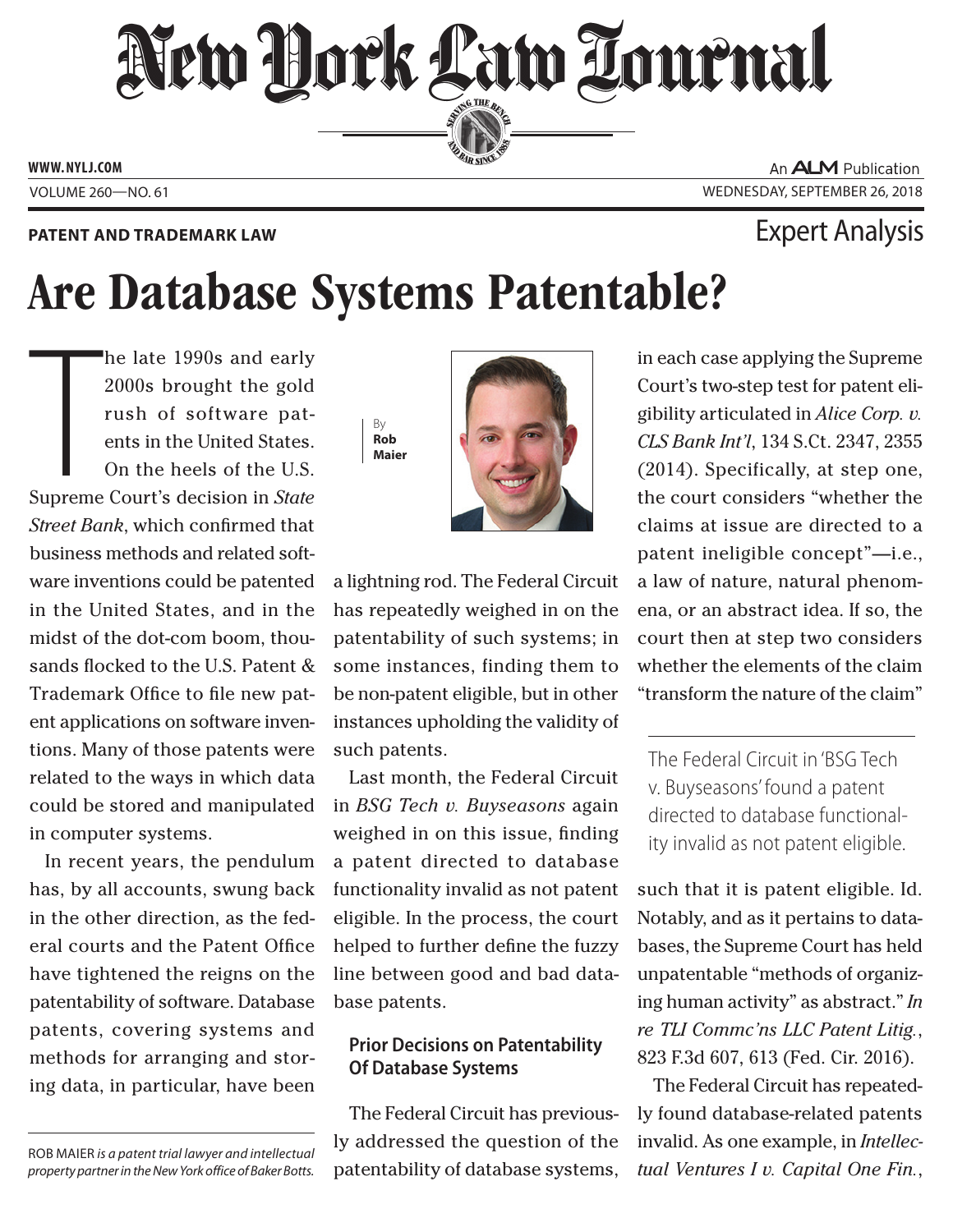**PATENT AND TRADEMARK LAW**

Expert Analysis

# Are Database Systems Patentable?

By **Rob Maier**

The late 1990s and early 2000s brought the gold rush of software patents in the United States. On the heels of the U.S. Supreme Court's decision in *State Street Bank*, which confirmed that business methods and related software inventions could be patented in the United States, and in the midst of the dot-com boom, thousands flocked to the U.S. Patent & Trademark Office to file new patent applications on software inventions. Many of those patents were related to the ways in which data could be stored and manipulated in computer systems.

In recent years, the pendulum has, by all accounts, swung back in the other direction, as the federal courts and the Patent Office have tightened the reigns on the patentability of software. Database patents, covering systems and methods for arranging and storing data, in particular, have been a lightning rod. The Federal Circuit has repeatedly weighed in on the patentability of such systems; in some instances, finding them to be non-patent eligible, but in other instances upholding the validity of such patents.

Last month, the Federal Circuit in *BSG Tech v. Buyseasons* again weighed in on this issue, finding a patent directed to database functionality invalid as not patent eligible. In the process, the court helped to further define the fuzzy line between good and bad database patents.

### Prior Decisions on Patentability Of Database Systems

The Federal Circuit has previously addressed the question of the patentability of database systems, in each case applying the Supreme Court's two-step test for patent eligibility articulated in *Alice Corp. v. CLS Bank Int'l*, 134 S.Ct. 2347, 2355 (2014). Specifically, at step one, the court considers "whether the claims at issue are directed to a patent ineligible concept"—i.e., a law of nature, natural phenomena, or an abstract idea. If so, the court then at step two considers whether the elements of the claim "transform the nature of the claim" such that it is patent eligible. Id. Notably, and as it pertains to databases, the Supreme Court has held unpatentable "methods of organizing human activity" as abstract." *In re TLI Commc'ns LLC Patent Litig.*, 823 F.3d 607, 613 (Fed. Cir. 2016).

> The Federal Circuit in 'BSG Tech v. Buyseasons' found a patent directed to database functionality invalid as not patent eligible.

The Federal Circuit has repeatedly found database-related patents invalid. As one example, in *Intellectual Ventures I v. Capital One Fin.*,

---

ROB MAIER *is a patent trial lawyer and intellectual property partner in the New York office of Baker Botts.*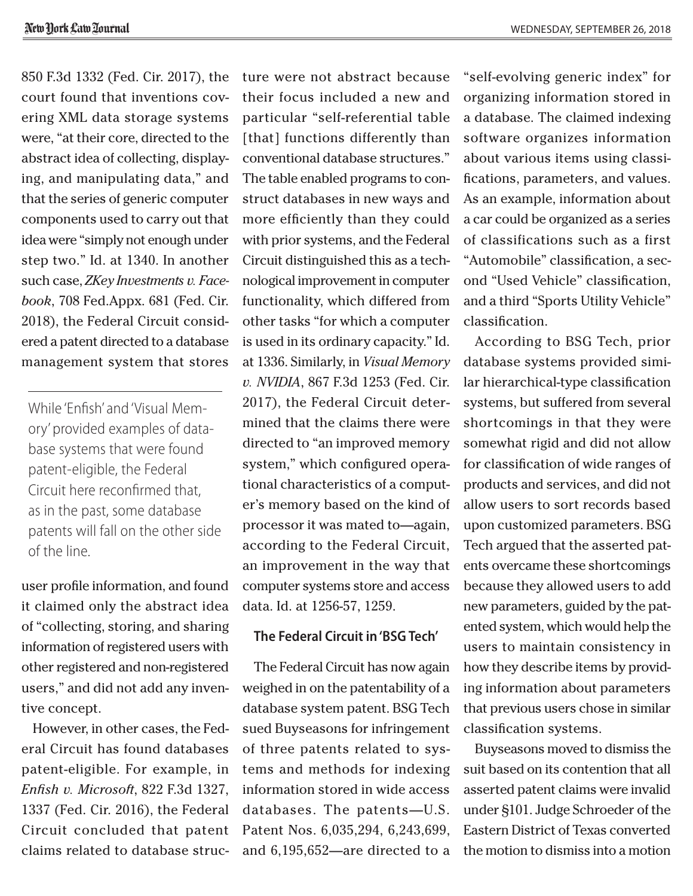850 F.3d 1332 (Fed. Cir. 2017), the court found that inventions covering XML data storage systems were, "at their core, directed to the abstract idea of collecting, displaying, and manipulating data," and that the series of generic computer components used to carry out that idea were "simply not enough under step two." Id. at 1340. In another such case, *ZKey Investments v. Facebook*, 708 Fed.Appx. 681 (Fed. Cir. 2018), the Federal Circuit considered a patent directed to a database management system that stores user profile information, and found it claimed only the abstract idea of "collecting, storing, and sharing information of registered users with other registered and non-registered users," and did not add any inventive concept.

> While 'Enfish' and 'Visual Memory' provided examples of database systems that were found patent-eligible, the Federal Circuit here reconfirmed that, as in the past, some database patents will fall on the other side of the line.

However, in other cases, the Federal Circuit has found databases patent-eligible. For example, in *Enfish v. Microsoft*, 822 F.3d 1327, 1337 (Fed. Cir. 2016), the Federal Circuit concluded that patent claims related to database structure were not abstract because their focus included a new and particular "self-referential table [that] functions differently than conventional database structures." The table enabled programs to construct databases in new ways and more efficiently than they could with prior systems, and the Federal Circuit distinguished this as a technological improvement in computer functionality, which differed from other tasks "for which a computer is used in its ordinary capacity." Id. at 1336. Similarly, in *Visual Memory v. NVIDIA*, 867 F.3d 1253 (Fed. Cir. 2017), the Federal Circuit determined that the claims there were directed to "an improved memory system," which configured operational characteristics of a computer's memory based on the kind of processor it was mated to—again, according to the Federal Circuit, an improvement in the way that computer systems store and access data. Id. at 1256-57, 1259.

## The Federal Circuit in 'BSG Tech'

The Federal Circuit has now again weighed in on the patentability of a database system patent. BSG Tech sued Buyseasons for infringement of three patents related to systems and methods for indexing information stored in wide access databases. The patents—U.S. Patent Nos. 6,035,294, 6,243,699, and 6,195,652—are directed to a "self-evolving generic index" for organizing information stored in a database. The claimed indexing software organizes information about various items using classifications, parameters, and values. As an example, information about a car could be organized as a series of classifications such as a first "Automobile" classification, a second "Used Vehicle" classification, and a third "Sports Utility Vehicle" classification.

According to BSG Tech, prior database systems provided similar hierarchical-type classification systems, but suffered from several shortcomings in that they were somewhat rigid and did not allow for classification of wide ranges of products and services, and did not allow users to sort records based upon customized parameters. BSG Tech argued that the asserted patents overcame these shortcomings because they allowed users to add new parameters, guided by the patented system, which would help the users to maintain consistency in how they describe items by providing information about parameters that previous users chose in similar classification systems.

Buyseasons moved to dismiss the suit based on its contention that all asserted patent claims were invalid under §101. Judge Schroeder of the Eastern District of Texas converted the motion to dismiss into a motion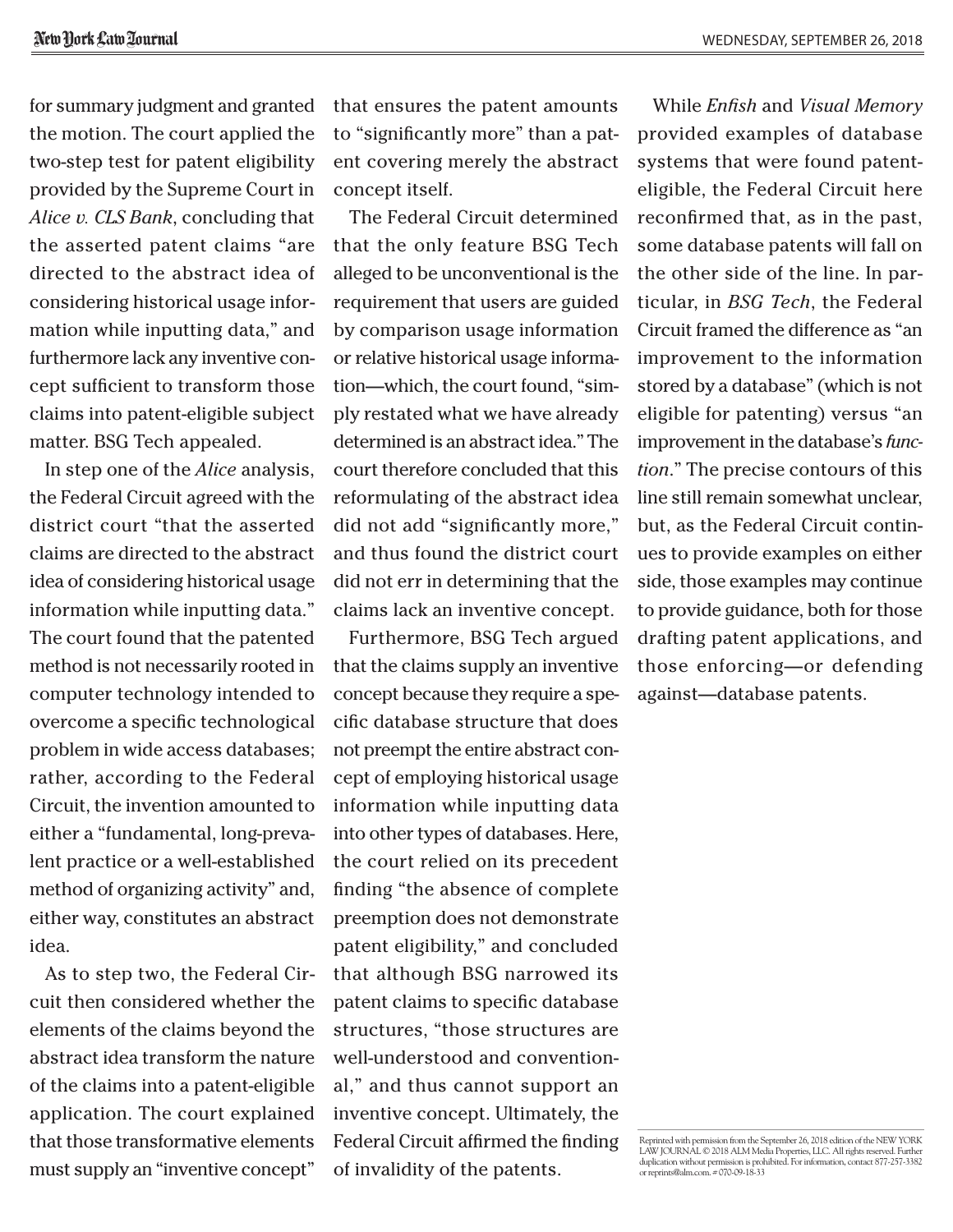for summary judgment and granted the motion. The court applied the two-step test for patent eligibility provided by the Supreme Court in *Alice v. CLS Bank*, concluding that the asserted patent claims "are directed to the abstract idea of considering historical usage information while inputting data," and furthermore lack any inventive concept sufficient to transform those claims into patent-eligible subject matter. BSG Tech appealed.

In step one of the *Alice* analysis, the Federal Circuit agreed with the district court "that the asserted claims are directed to the abstract idea of considering historical usage information while inputting data." The court found that the patented method is not necessarily rooted in computer technology intended to overcome a specific technological problem in wide access databases; rather, according to the Federal Circuit, the invention amounted to either a "fundamental, long-prevalent practice or a well-established method of organizing activity" and, either way, constitutes an abstract idea.

As to step two, the Federal Circuit then considered whether the elements of the claims beyond the abstract idea transform the nature of the claims into a patent-eligible application. The court explained that those transformative elements must supply an "inventive concept" that ensures the patent amounts to "significantly more" than a patent covering merely the abstract concept itself.

The Federal Circuit determined that the only feature BSG Tech alleged to be unconventional is the requirement that users are guided by comparison usage information or relative historical usage information—which, the court found, "simply restated what we have already determined is an abstract idea." The court therefore concluded that this reformulating of the abstract idea did not add "significantly more," and thus found the district court did not err in determining that the claims lack an inventive concept.

Furthermore, BSG Tech argued that the claims supply an inventive concept because they require a specific database structure that does not preempt the entire abstract concept of employing historical usage information while inputting data into other types of databases. Here, the court relied on its precedent finding "the absence of complete preemption does not demonstrate patent eligibility," and concluded that although BSG narrowed its patent claims to specific database structures, "those structures are well-understood and conventional," and thus cannot support an inventive concept. Ultimately, the Federal Circuit affirmed the finding of invalidity of the patents.

While *Enfish* and *Visual Memory* provided examples of database systems that were found patent-eligible, the Federal Circuit here reconfirmed that, as in the past, some database patents will fall on the other side of the line. In particular, in *BSG Tech*, the Federal Circuit framed the difference as "an improvement to the information stored by a database" (which is not eligible for patenting) versus "an improvement in the database's *function*." The precise contours of this line still remain somewhat unclear, but, as the Federal Circuit continues to provide examples on either side, those examples may continue to provide guidance, both for those drafting patent applications, and those enforcing—or defending against—database patents.

Reprinted with permission from the September 26, 2018 edition of the NEW YORK LAW JOURNAL © 2018 ALM Media Properties, LLC. All rights reserved. Further duplication without permission is prohibited. For information, contact 877-257-3382 or reprints@alm.com. # 070-09-18-33